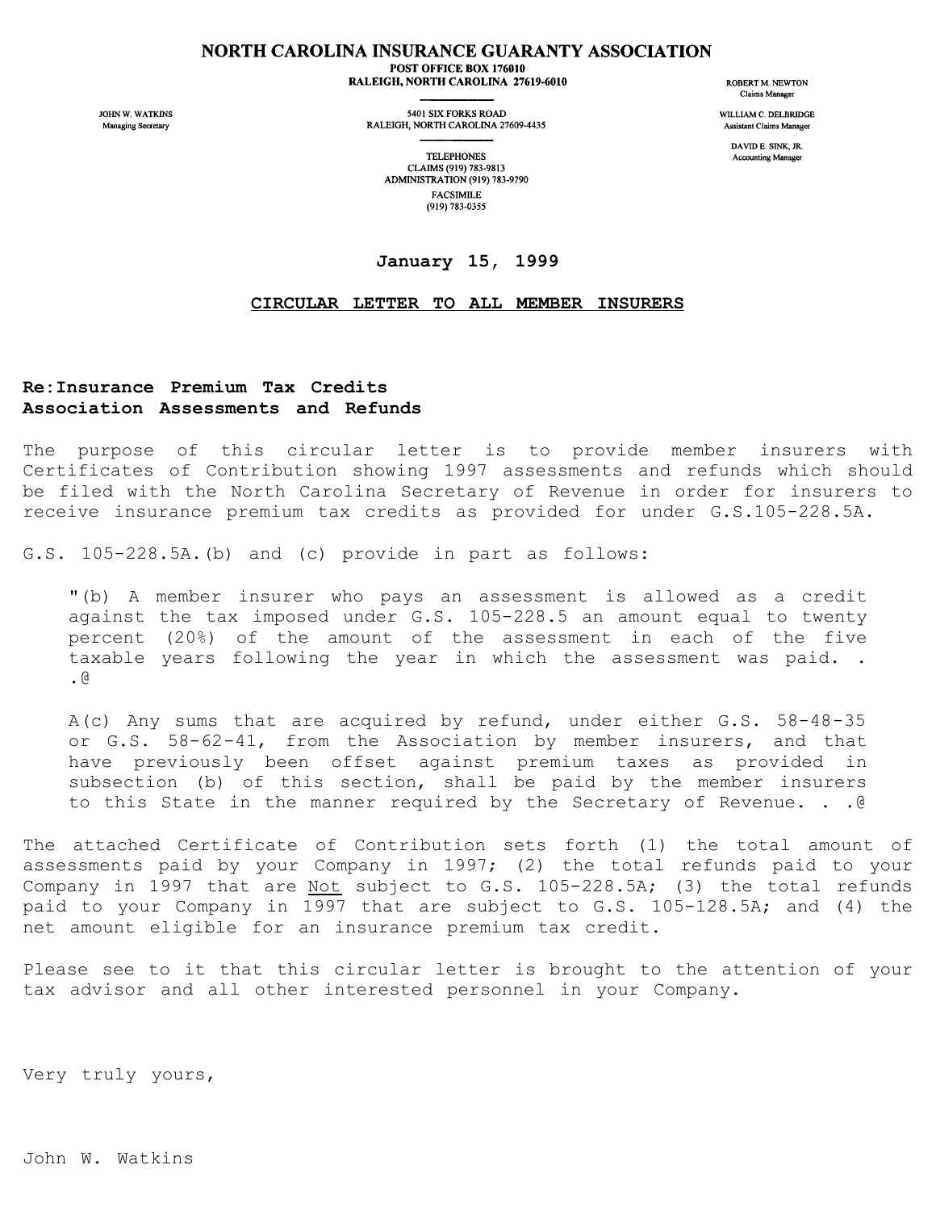# NORTH CAROLINA INSURANCE GUARANTY ASSOCIATION

POST OFFICE BOX 176010
RALEIGH, NORTH CAROLINA 27619-6010

JOHN W. WATKINS
Managing Secretary

5401 SIX FORKS ROAD
RALEIGH, NORTH CAROLINA 27609-4435

TELEPHONES
CLAIMS (919) 783-9813
ADMINISTRATION (919) 783-9790
FACSIMILE
(919) 783-0355

ROBERT M. NEWTON
Claims Manager

WILLIAM C. DELBRIDGE
Assistant Claims Manager

DAVID E. SINK, JR.
Accounting Manager

**January 15, 1999**

**CIRCULAR LETTER TO ALL MEMBER INSURERS**

**Re:Insurance Premium Tax Credits**
**Association Assessments and Refunds**

The purpose of this circular letter is to provide member insurers with Certificates of Contribution showing 1997 assessments and refunds which should be filed with the North Carolina Secretary of Revenue in order for insurers to receive insurance premium tax credits as provided for under G.S.105-228.5A.

G.S. 105-228.5A.(b) and (c) provide in part as follows:

> "(b) A member insurer who pays an assessment is allowed as a credit against the tax imposed under G.S. 105-228.5 an amount equal to twenty percent (20%) of the amount of the assessment in each of the five taxable years following the year in which the assessment was paid. . .@
>
> A(c) Any sums that are acquired by refund, under either G.S. 58-48-35 or G.S. 58-62-41, from the Association by member insurers, and that have previously been offset against premium taxes as provided in subsection (b) of this section, shall be paid by the member insurers to this State in the manner required by the Secretary of Revenue. . .@

The attached Certificate of Contribution sets forth (1) the total amount of assessments paid by your Company in 1997; (2) the total refunds paid to your Company in 1997 that are <u>Not</u> subject to G.S. 105-228.5A; (3) the total refunds paid to your Company in 1997 that are subject to G.S. 105-128.5A; and (4) the net amount eligible for an insurance premium tax credit.

Please see to it that this circular letter is brought to the attention of your tax advisor and all other interested personnel in your Company.

Very truly yours,

John W. Watkins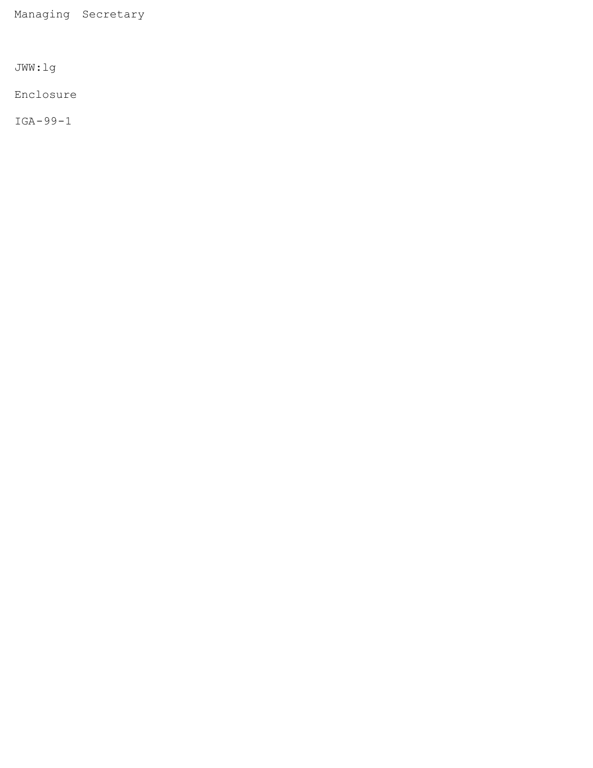Managing Secretary

JWW:lg

Enclosure

IGA-99-1